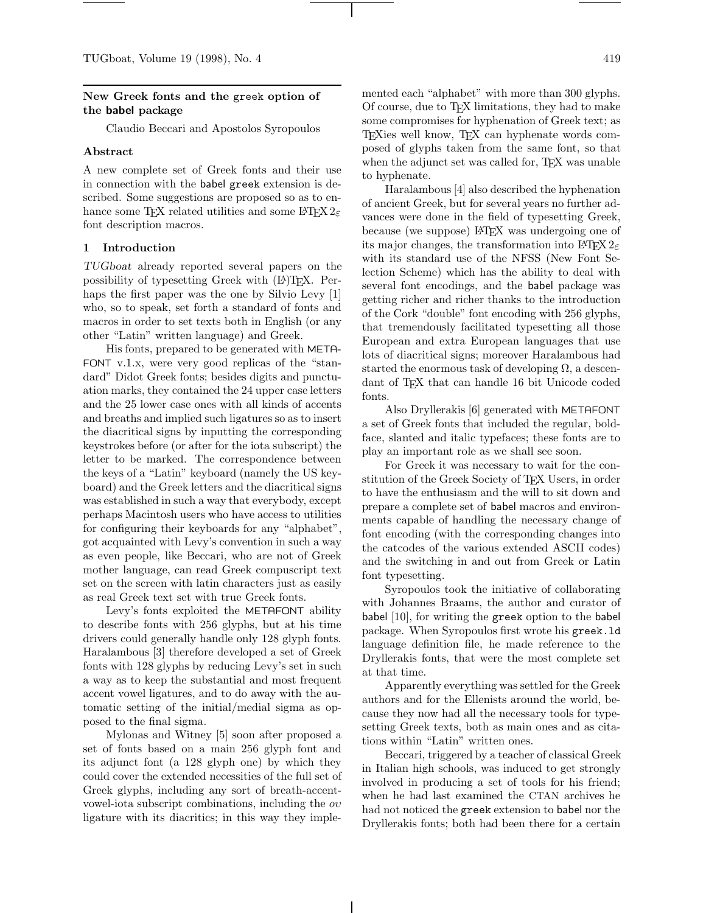## New Greek fonts and the greek option of the babel package

Claudio Beccari and Apostolos Syropoulos

### Abstract

A new complete set of Greek fonts and their use in connection with the babel greek extension is described. Some suggestions are proposed so as to enhance some TeX related utilities and some LaTeX 2ε font description macros.

### 1 Introduction

*TUGboat* already reported several papers on the possibility of typesetting Greek with (LA)TeX. Perhaps the first paper was the one by Silvio Levy [1] who, so to speak, set forth a standard of fonts and macros in order to set texts both in English (or any other "Latin" written language) and Greek.

His fonts, prepared to be generated with METAFONT v.1.x, were very good replicas of the "standard" Didot Greek fonts; besides digits and punctuation marks, they contained the 24 upper case letters and the 25 lower case ones with all kinds of accents and breaths and implied such ligatures so as to insert the diacritical signs by inputting the corresponding keystrokes before (or after for the iota subscript) the letter to be marked. The correspondence between the keys of a "Latin" keyboard (namely the US keyboard) and the Greek letters and the diacritical signs was established in such a way that everybody, except perhaps Macintosh users who have access to utilities for configuring their keyboards for any "alphabet", got acquainted with Levy's convention in such a way as even people, like Beccari, who are not of Greek mother language, can read Greek compuscript text set on the screen with latin characters just as easily as real Greek text set with true Greek fonts.

Levy's fonts exploited the METAFONT ability to describe fonts with 256 glyphs, but at his time drivers could generally handle only 128 glyph fonts. Haralambous [3] therefore developed a set of Greek fonts with 128 glyphs by reducing Levy's set in such a way as to keep the substantial and most frequent accent vowel ligatures, and to do away with the automatic setting of the initial/medial sigma as opposed to the final sigma.

Mylonas and Witney [5] soon after proposed a set of fonts based on a main 256 glyph font and its adjunct font (a 128 glyph one) by which they could cover the extended necessities of the full set of Greek glyphs, including any sort of breath-accent-vowel-iota subscript combinations, including the *ov* ligature with its diacritics; in this way they implemented each "alphabet" with more than 300 glyphs. Of course, due to TeX limitations, they had to make some compromises for hyphenation of Greek text; as TeXies well know, TeX can hyphenate words composed of glyphs taken from the same font, so that when the adjunct set was called for, TeX was unable to hyphenate.

Haralambous [4] also described the hyphenation of ancient Greek, but for several years no further advances were done in the field of typesetting Greek, because (we suppose) LaTeX was undergoing one of its major changes, the transformation into LaTeX 2ε with its standard use of the NFSS (New Font Selection Scheme) which has the ability to deal with several font encodings, and the babel package was getting richer and richer thanks to the introduction of the Cork "double" font encoding with 256 glyphs, that tremendously facilitated typesetting all those European and extra European languages that use lots of diacritical signs; moreover Haralambous had started the enormous task of developing Ω, a descendant of TeX that can handle 16 bit Unicode coded fonts.

Also Dryllerakis [6] generated with METAFONT a set of Greek fonts that included the regular, boldface, slanted and italic typefaces; these fonts are to play an important role as we shall see soon.

For Greek it was necessary to wait for the constitution of the Greek Society of TeX Users, in order to have the enthusiasm and the will to sit down and prepare a complete set of babel macros and environments capable of handling the necessary change of font encoding (with the corresponding changes into the catcodes of the various extended ASCII codes) and the switching in and out from Greek or Latin font typesetting.

Syropoulos took the initiative of collaborating with Johannes Braams, the author and curator of babel [10], for writing the greek option to the babel package. When Syropoulos first wrote his `greek.ld` language definition file, he made reference to the Dryllerakis fonts, that were the most complete set at that time.

Apparently everything was settled for the Greek authors and for the Ellenists around the world, because they now had all the necessary tools for typesetting Greek texts, both as main ones and as citations within "Latin" written ones.

Beccari, triggered by a teacher of classical Greek in Italian high schools, was induced to get strongly involved in producing a set of tools for his friend; when he had last examined the CTAN archives he had not noticed the greek extension to babel nor the Dryllerakis fonts; both had been there for a certain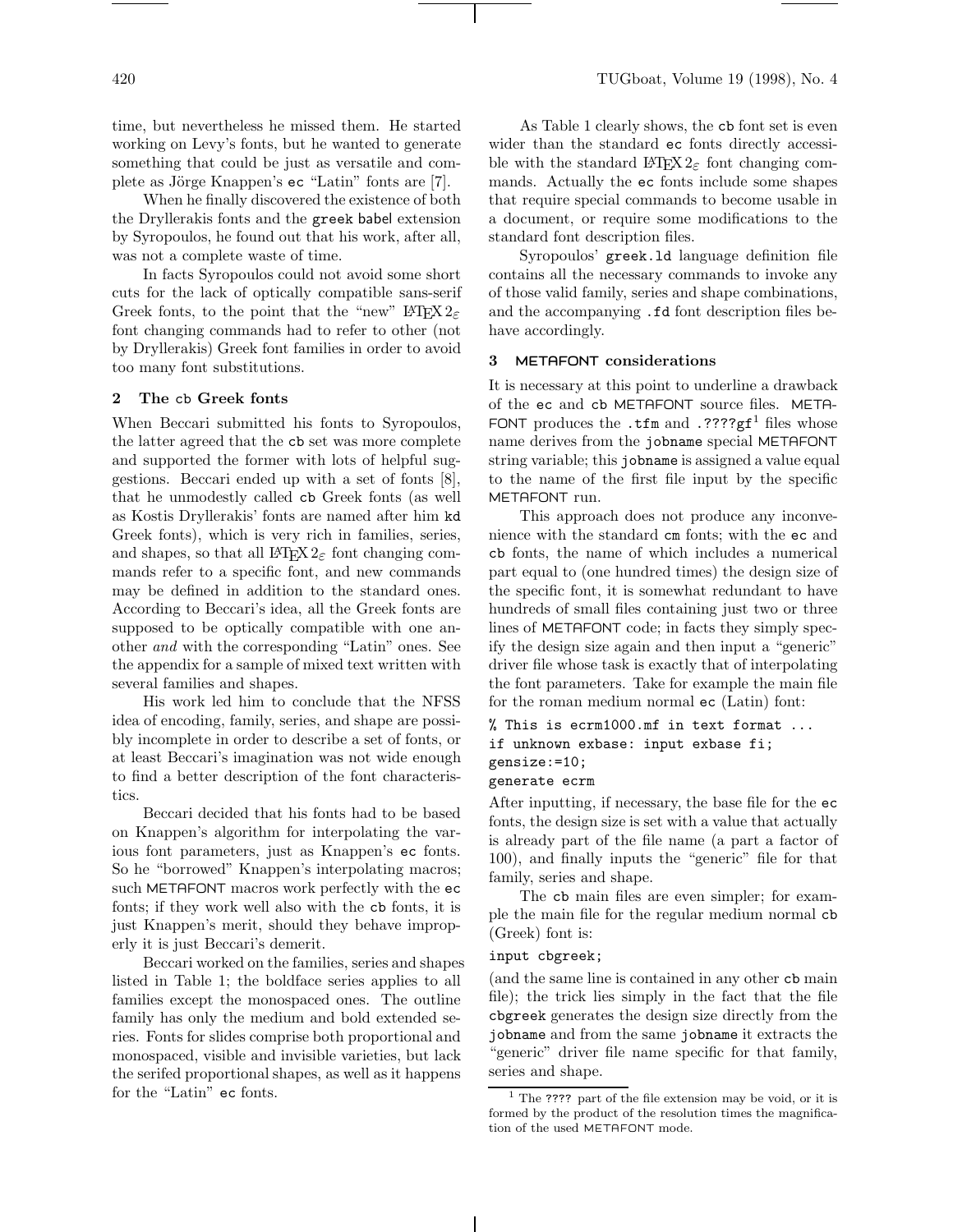time, but nevertheless he missed them. He started working on Levy's fonts, but he wanted to generate something that could be just as versatile and complete as Jörge Knappen's ec "Latin" fonts are [7].

When he finally discovered the existence of both the Dryllerakis fonts and the greek babel extension by Syropoulos, he found out that his work, after all, was not a complete waste of time.

In facts Syropoulos could not avoid some short cuts for the lack of optically compatible sans-serif Greek fonts, to the point that the "new" LaTeX 2ε font changing commands had to refer to other (not by Drylllerakis) Greek font families in order to avoid too many font substitutions.

## 2 The cb Greek fonts

When Beccari submitted his fonts to Syropoulos, the latter agreed that the cb set was more complete and supported the former with lots of helpful suggestions. Beccari ended up with a set of fonts [8], that he unmodestly called cb Greek fonts (as well as Kostis Drylllerakis' fonts are named after him kd Greek fonts), which is very rich in families, series, and shapes, so that all LaTeX 2ε font changing commands refer to a specific font, and new commands may be defined in addition to the standard ones. According to Beccari's idea, all the Greek fonts are supposed to be optically compatible with one another *and* with the corresponding "Latin" ones. See the appendix for a sample of mixed text written with several families and shapes.

His work led him to conclude that the NFSS idea of encoding, family, series, and shape are possibly incomplete in order to describe a set of fonts, or at least Beccari's imagination was not wide enough to find a better description of the font characteristics.

Beccari decided that his fonts had to be based on Knappen's algorithm for interpolating the various font parameters, just as Knappen's ec fonts. So he "borrowed" Knappen's interpolating macros; such METAFONT macros work perfectly with the ec fonts; if they work well also with the cb fonts, it is just Knappen's merit, should they behave improperly it is just Beccari's demerit.

Beccari worked on the families, series and shapes listed in Table 1; the boldface series applies to all families except the monospaced ones. The outline family has only the medium and bold extended series. Fonts for slides comprise both proportional and monospaced, visible and invisible varieties, but lack the serifed proportional shapes, as well as it happens for the "Latin" ec fonts.

As Table 1 clearly shows, the cb font set is even wider than the standard ec fonts directly accessible with the standard LaTeX 2ε font changing commands. Actually the ec fonts include some shapes that require special commands to become usable in a document, or require some modifications to the standard font description files.

Syropoulos' greek.ld language definition file contains all the necessary commands to invoke any of those valid family, series and shape combinations, and the accompanying .fd font description files behave accordingly.

## 3 METAFONT considerations

It is necessary at this point to underline a drawback of the ec and cb METAFONT source files. METAFONT produces the .tfm and .????gf[1] files whose name derives from the jobname special METAFONT string variable; this jobname is assigned a value equal to the name of the first file input by the specific METAFONT run.

This approach does not produce any inconvenience with the standard cm fonts; with the ec and cb fonts, the name of which includes a numerical part equal to (one hundred times) the design size of the specific font, it is somewhat redundant to have hundreds of small files containing just two or three lines of METAFONT code; in facts they simply specify the design size again and then input a "generic" driver file whose task is exactly that of interpolating the font parameters. Take for example the main file for the roman medium normal ec (Latin) font:

```
% This is ecrm1000.mf in text format ...
if unknown exbase: input exbase fi;
gensize:=10;
generate ecrm
```

After inputting, if necessary, the base file for the ec fonts, the design size is set with a value that actually is already part of the file name (a part a factor of 100), and finally inputs the "generic" file for that family, series and shape.

The cb main files are even simpler; for example the main file for the regular medium normal cb (Greek) font is:

```
input cbgreek;
```

(and the same line is contained in any other cb main file); the trick lies simply in the fact that the file cbgreek generates the design size directly from the jobname and from the same jobname it extracts the "generic" driver file name specific for that family, series and shape.

[1] The ???? part of the file extension may be void, or it is formed by the product of the resolution times the magnification of the used METAFONT mode.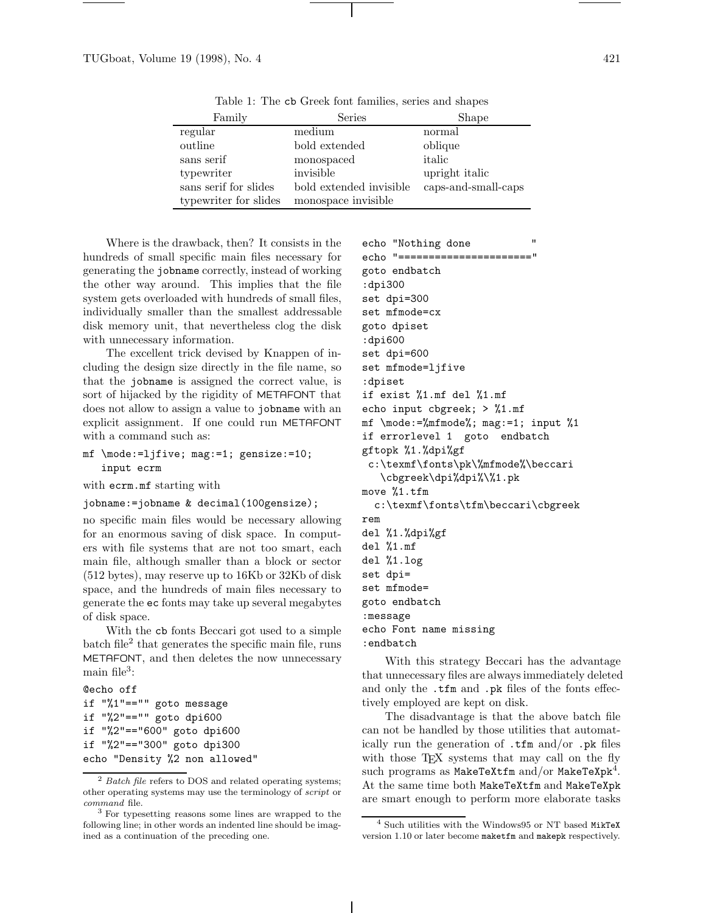Table 1: The cb Greek font families, series and shapes

| Family | Series | Shape |
|---|---|---|
| regular | medium | normal |
| outline | bold extended | oblique |
| sans serif | monospaced | italic |
| typewriter | invisible | upright italic |
| sans serif for slides | bold extended invisible | caps-and-small-caps |
| typewriter for slides | monospace invisible | |

Where is the drawback, then? It consists in the hundreds of small specific main files necessary for generating the `jobname` correctly, instead of working the other way around. This implies that the file system gets overloaded with hundreds of small files, individually smaller than the smallest addressable disk memory unit, that nevertheless clog the disk with unnecessary information.

The excellent trick devised by Knappen of including the design size directly in the file name, so that the `jobname` is assigned the correct value, is sort of hijacked by the rigidity of METAFONT that does not allow to assign a value to `jobname` with an explicit assignment. If one could run METAFONT with a command such as:

```
mf \mode:=ljfive; mag:=1; gensize:=10;
   input ecrm
```

with `ecrm.mf` starting with

```
jobname:=jobname & decimal(100gensize);
```

no specific main files would be necessary allowing for an enormous saving of disk space. In computers with file systems that are not too smart, each main file, although smaller than a block or sector (512 bytes), may reserve up to 16Kb or 32Kb of disk space, and the hundreds of main files necessary to generate the ec fonts may take up several megabytes of disk space.

With the cb fonts Beccari got used to a simple batch file[2] that generates the specific main file, runs METAFONT, and then deletes the now unnecessary main file[3]:

```
@echo off
if "%1"=="" goto message
if "%2"=="" goto dpi600
if "%2"=="600" goto dpi600
if "%2"=="300" goto dpi300
echo "Density %2 non allowed"
echo "Nothing done           "
echo "======================"
goto endbatch
:dpi300
set dpi=300
set mfmode=cx
goto dpiset
:dpi600
set dpi=600
set mfmode=ljfive
:dpiset
if exist %1.mf del %1.mf
echo input cbgreek; > %1.mf
mf \mode:=%mfmode%; mag:=1; input %1
if errorlevel 1  goto  endbatch
gftopk %1.%dpi%gf
 c:\texmf\fonts\pk\%mfmode%\beccari
   \cbgreek\dpi%dpi%\%1.pk
move %1.tfm
  c:\texmf\fonts\tfm\beccari\cbgreek
rem
del %1.%dpi%gf
del %1.mf
del %1.log
set dpi=
set mfmode=
goto endbatch
:message
echo Font name missing
:endbatch
```

With this strategy Beccari has the advantage that unnecessary files are always immediately deleted and only the `.tfm` and `.pk` files of the fonts effectively employed are kept on disk.

The disadvantage is that the above batch file can not be handled by those utilities that automatically run the generation of `.tfm` and/or `.pk` files with those TEX systems that may call on the fly such programs as `MakeTeXtfm` and/or `MakeTeXpk`[4]. At the same time both `MakeTeXtfm` and `MakeTeXpk` are smart enough to perform more elaborate tasks

[2] *Batch file* refers to DOS and related operating systems; other operating systems may use the terminology of *script* or *command* file.

[3] For typesetting reasons some lines are wrapped to the following line; in other words an indented line should be imagined as a continuation of the preceding one.

[4] Such utilities with the Windows95 or NT based `MikTeX` version 1.10 or later become `maketfm` and `makepk` respectively.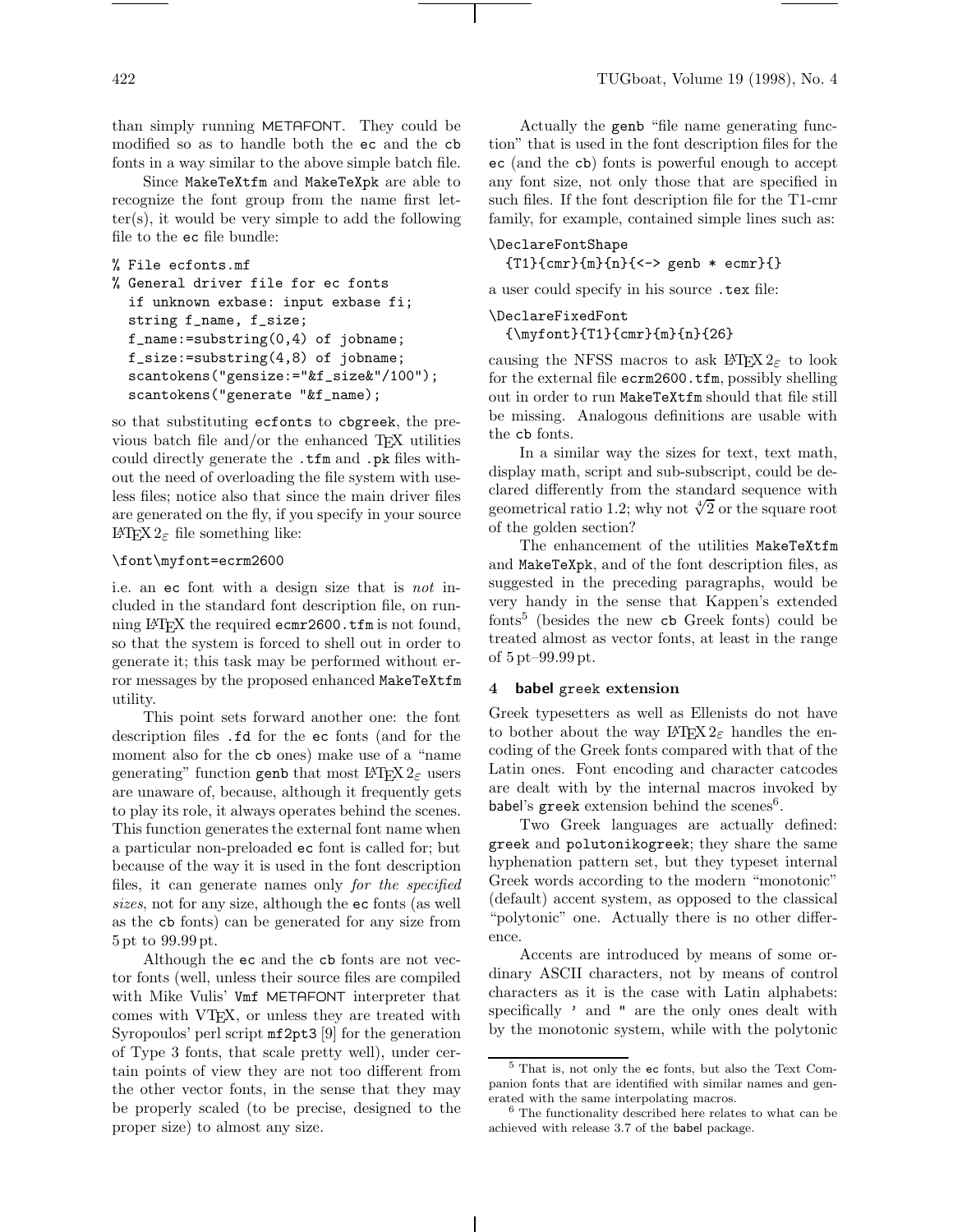than simply running METAFONT. They could be modified so as to handle both the ec and the cb fonts in a way similar to the above simple batch file.

Since MakeTeXtfm and MakeTeXpk are able to recognize the font group from the name first letter(s), it would be very simple to add the following file to the ec file bundle:

```
% File ecfonts.mf
% General driver file for ec fonts
  if unknown exbase: input exbase fi;
  string f_name, f_size;
  f_name:=substring(0,4) of jobname;
  f_size:=substring(4,8) of jobname;
  scantokens("gensize:="&f_size&"/100");
  scantokens("generate "&f_name);
```

so that substituting ecfonts to cbgreek, the previous batch file and/or the enhanced TeX utilities could directly generate the .tfm and .pk files without the need of overloading the file system with useless files; notice also that since the main driver files are generated on the fly, if you specify in your source LaTeX 2ε file something like:

```
\font\myfont=ecrm2600
```

i.e. an ec font with a design size that is *not* included in the standard font description file, on running LaTeX the required ecmr2600.tfm is not found, so that the system is forced to shell out in order to generate it; this task may be performed without error messages by the proposed enhanced MakeTeXtfm utility.

This point sets forward another one: the font description files .fd for the ec fonts (and for the moment also for the cb ones) make use of a "name generating" function genb that most LaTeX 2ε users are unaware of, because, although it frequently gets to play its role, it always operates behind the scenes. This function generates the external font name when a particular non-preloaded ec font is called for; but because of the way it is used in the font description files, it can generate names only *for the specified sizes*, not for any size, although the ec fonts (as well as the cb fonts) can be generated for any size from 5 pt to 99.99 pt.

Although the ec and the cb fonts are not vector fonts (well, unless their source files are compiled with Mike Vulis' Vmf METAFONT interpreter that comes with VTeX, or unless they are treated with Syropoulos' perl script mf2pt3 [9] for the generation of Type 3 fonts, that scale pretty well), under certain points of view they are not too different from the other vector fonts, in the sense that they may be properly scaled (to be precise, designed to the proper size) to almost any size.

Actually the genb "file name generating function" that is used in the font description files for the ec (and the cb) fonts is powerful enough to accept any font size, not only those that are specified in such files. If the font description file for the T1-cmr family, for example, contained simple lines such as:

```
\DeclareFontShape
  {T1}{cmr}{m}{n}{<-> genb * ecmr}{}
```

a user could specify in his source .tex file:

```
\DeclareFixedFont
  {\myfont}{T1}{cmr}{m}{n}{26}
```

causing the NFSS macros to ask LaTeX 2ε to look for the external file ecrm2600.tfm, possibly shelling out in order to run MakeTeXtfm should that file still be missing. Analogous definitions are usable with the cb fonts.

In a similar way the sizes for text, text math, display math, script and sub-subscript, could be declared differently from the standard sequence with geometrical ratio 1.2; why not $\sqrt[4]{2}$ or the square root of the golden section?

The enhancement of the utilities MakeTeXtfm and MakeTeXpk, and of the font description files, as suggested in the preceding paragraphs, would be very handy in the sense that Kappen's extended fonts[5] (besides the new cb Greek fonts) could be treated almost as vector fonts, at least in the range of 5 pt–99.99 pt.

## 4 babel greek extension

Greek typesetters as well as Ellenists do not have to bother about the way LaTeX 2ε handles the encoding of the Greek fonts compared with that of the Latin ones. Font encoding and character catcodes are dealt with by the internal macros invoked by babel's greek extension behind the scenes[6].

Two Greek languages are actually defined: greek and polutonikogreek; they share the same hyphenation pattern set, but they typeset internal Greek words according to the modern "monotonic" (default) accent system, as opposed to the classical "polytonic" one. Actually there is no other difference.

Accents are introduced by means of some ordinary ASCII characters, not by means of control characters as it is the case with Latin alphabets: specifically ' and " are the only ones dealt with by the monotonic system, while with the polytonic

---

[5] That is, not only the ec fonts, but also the Text Companion fonts that are identified with similar names and generated with the same interpolating macros.

[6] The functionality described here relates to what can be achieved with release 3.7 of the babel package.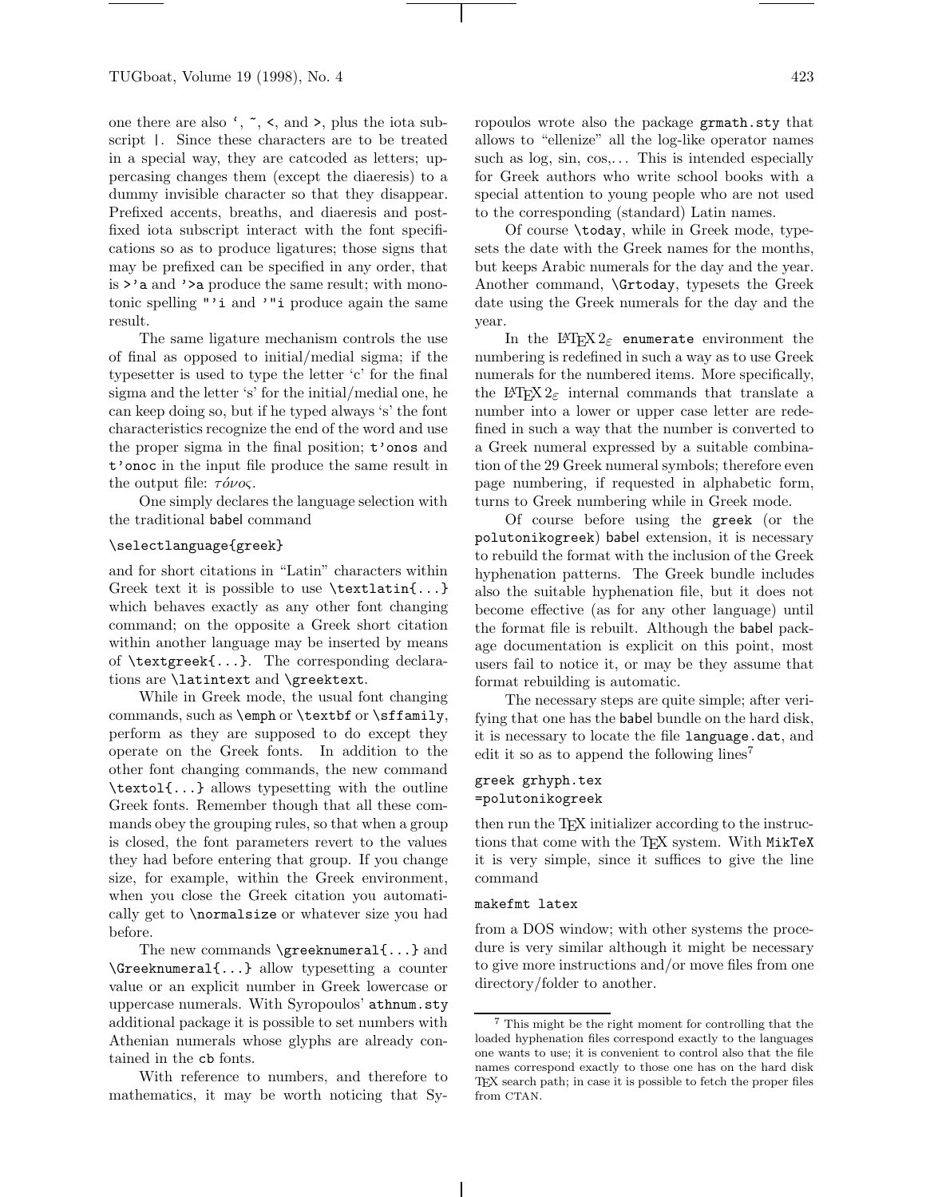one there are also `, ~, <, and >, plus the iota subscript |. Since these characters are to be treated in a special way, they are catcoded as letters; uppercasing changes them (except the diaeresis) to a dummy invisible character so that they disappear. Prefixed accents, breaths, and diaeresis and postfixed iota subscript interact with the font specifications so as to produce ligatures; those signs that may be prefixed can be specified in any order, that is >'a and '>a produce the same result; with monotonic spelling "'i and '"i produce again the same result.

The same ligature mechanism controls the use of final as opposed to initial/medial sigma; if the typesetter is used to type the letter 'c' for the final sigma and the letter 's' for the initial/medial one, he can keep doing so, but if he typed always 's' the font characteristics recognize the end of the word and use the proper sigma in the final position; t'onos and t'onoc in the input file produce the same result in the output file: *τόνος*.

One simply declares the language selection with the traditional babel command

```
\selectlanguage{greek}
```

and for short citations in "Latin" characters within Greek text it is possible to use \textlatin{...} which behaves exactly as any other font changing command; on the opposite a Greek short citation within another language may be inserted by means of \textgreek{...}. The corresponding declarations are \latintext and \greektext.

While in Greek mode, the usual font changing commands, such as \emph or \textbf or \sffamily, perform as they are supposed to do except they operate on the Greek fonts. In addition to the other font changing commands, the new command \textol{...} allows typesetting with the outline Greek fonts. Remember though that all these commands obey the grouping rules, so that when a group is closed, the font parameters revert to the values they had before entering that group. If you change size, for example, within the Greek environment, when you close the Greek citation you automatically get to \normalsize or whatever size you had before.

The new commands \greeknumeral{...} and \Greeknumeral{...} allow typesetting a counter value or an explicit number in Greek lowercase or uppercase numerals. With Syropoulos' athnum.sty additional package it is possible to set numbers with Athenian numerals whose glyphs are already contained in the cb fonts.

With reference to numbers, and therefore to mathematics, it may be worth noticing that Syropoulos wrote also the package grmath.sty that allows to "ellenize" all the log-like operator names such as log, sin, cos,... This is intended especially for Greek authors who write school books with a special attention to young people who are not used to the corresponding (standard) Latin names.

Of course \today, while in Greek mode, typesets the date with the Greek names for the months, but keeps Arabic numerals for the day and the year. Another command, \Grtoday, typesets the Greek date using the Greek numerals for the day and the year.

In the LaTeX 2ε enumerate environment the numbering is redefined in such a way as to use Greek numerals for the numbered items. More specifically, the LaTeX 2ε internal commands that translate a number into a lower or upper case letter are redefined in such a way that the number is converted to a Greek numeral expressed by a suitable combination of the 29 Greek numeral symbols; therefore even page numbering, if requested in alphabetic form, turns to Greek numbering while in Greek mode.

Of course before using the greek (or the polutonikogreek) babel extension, it is necessary to rebuild the format with the inclusion of the Greek hyphenation patterns. The Greek bundle includes also the suitable hyphenation file, but it does not become effective (as for any other language) until the format file is rebuilt. Although the babel package documentation is explicit on this point, most users fail to notice it, or may be they assume that format rebuilding is automatic.

The necessary steps are quite simple; after verifying that one has the babel bundle on the hard disk, it is necessary to locate the file language.dat, and edit it so as to append the following lines[7]

```
greek grhyph.tex
=polutonikogreek
```

then run the TeX initializer according to the instructions that come with the TeX system. With MikTeX it is very simple, since it suffices to give the line command

```
makefmt latex
```

from a DOS window; with other systems the procedure is very similar although it might be necessary to give more instructions and/or move files from one directory/folder to another.

[7] This might be the right moment for controlling that the loaded hyphenation files correspond exactly to the languages one wants to use; it is convenient to control also that the file names correspond exactly to those one has on the hard disk TeX search path; in case it is possible to fetch the proper files from CTAN.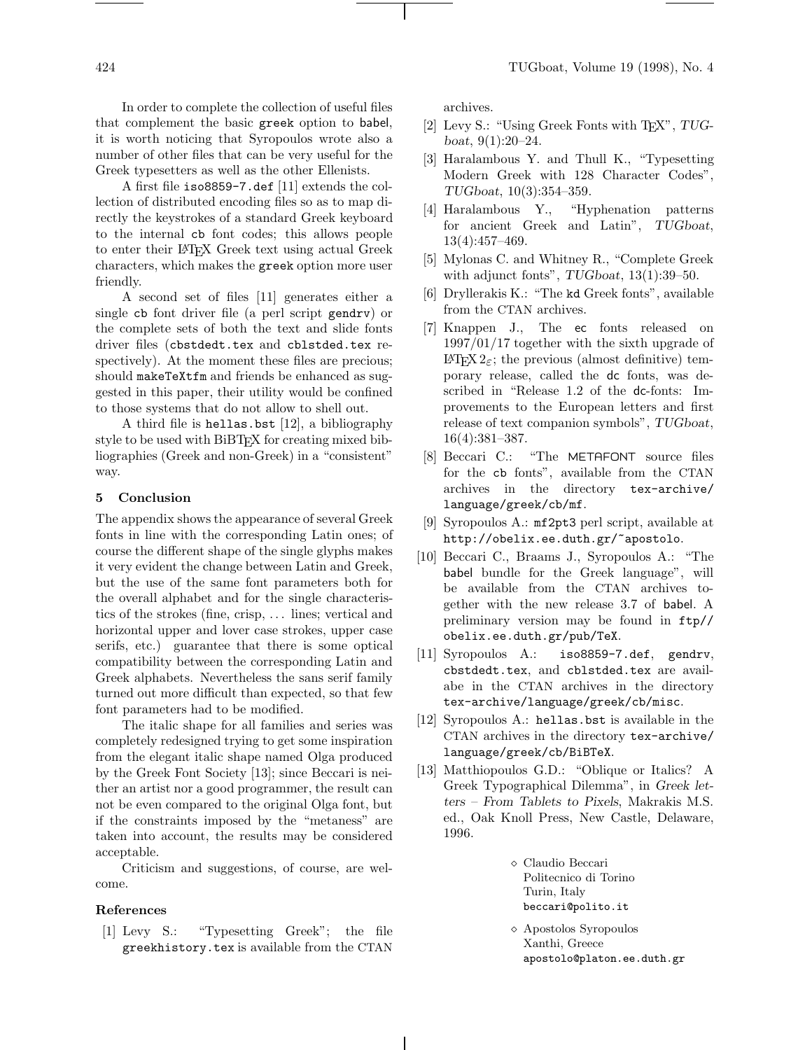In order to complete the collection of useful files that complement the basic `greek` option to `babel`, it is worth noticing that Syropoulos wrote also a number of other files that can be very useful for the Greek typesetters as well as the other Ellenists.

A first file `iso8859-7.def` [11] extends the collection of distributed encoding files so as to map directly the keystrokes of a standard Greek keyboard to the internal `cb` font codes; this allows people to enter their LaTeX Greek text using actual Greek characters, which makes the `greek` option more user friendly.

A second set of files [11] generates either a single `cb` font driver file (a perl script `gendrv`) or the complete sets of both the text and slide fonts driver files (`cbstdedt.tex` and `cblstded.tex` respectively). At the moment these files are precious; should `makeTeXtfm` and friends be enhanced as suggested in this paper, their utility would be confined to those systems that do not allow to shell out.

A third file is `hellas.bst` [12], a bibliography style to be used with BiBTeX for creating mixed bibliographies (Greek and non-Greek) in a "consistent" way.

## 5 Conclusion

The appendix shows the appearance of several Greek fonts in line with the corresponding Latin ones; of course the different shape of the single glyphs makes it very evident the change between Latin and Greek, but the use of the same font parameters both for the overall alphabet and for the single characteristics of the strokes (fine, crisp, ... lines; vertical and horizontal upper and lover case strokes, upper case serifs, etc.) guarantee that there is some optical compatibility between the corresponding Latin and Greek alphabets. Nevertheless the sans serif family turned out more difficult than expected, so that few font parameters had to be modified.

The italic shape for all families and series was completely redesigned trying to get some inspiration from the elegant italic shape named Olga produced by the Greek Font Society [13]; since Beccari is neither an artist nor a good programmer, the result can not be even compared to the original Olga font, but if the constraints imposed by the "metaness" are taken into account, the results may be considered acceptable.

Criticism and suggestions, of course, are welcome.

### References

[1] Levy S.: "Typesetting Greek"; the file `greekhistory.tex` is available from the CTAN archives.

[2] Levy S.: "Using Greek Fonts with TeX", *TUGboat*, 9(1):20–24.

[3] Haralambous Y. and Thull K., "Typesetting Modern Greek with 128 Character Codes", *TUGboat*, 10(3):354–359.

[4] Haralambous Y., "Hyphenation patterns for ancient Greek and Latin", *TUGboat*, 13(4):457–469.

[5] Mylonas C. and Whitney R., "Complete Greek with adjunct fonts", *TUGboat*, 13(1):39–50.

[6] Dryllerakis K.: "The `kd` Greek fonts", available from the CTAN archives.

[7] Knappen J., The `ec` fonts released on 1997/01/17 together with the sixth upgrade of LaTeX $2_\varepsilon$; the previous (almost definitive) temporary release, called the `dc` fonts, was described in "Release 1.2 of the `dc`-fonts: Improvements to the European letters and first release of text companion symbols", *TUGboat*, 16(4):381–387.

[8] Beccari C.: "The METAFONT source files for the `cb` fonts", available from the CTAN archives in the directory `tex-archive/language/greek/cb/mf`.

[9] Syropoulos A.: `mf2pt3` perl script, available at `http://obelix.ee.duth.gr/~apostolo`.

[10] Beccari C., Braams J., Syropoulos A.: "The `babel` bundle for the Greek language", will be available from the CTAN archives together with the new release 3.7 of `babel`. A preliminary version may be found in `ftp//obelix.ee.duth.gr/pub/TeX`.

[11] Syropoulos A.: `iso8859-7.def`, `gendrv`, `cbstdedt.tex`, and `cblstded.tex` are availabe in the CTAN archives in the directory `tex-archive/language/greek/cb/misc`.

[12] Syropoulos A.: `hellas.bst` is available in the CTAN archives in the directory `tex-archive/language/greek/cb/BiBTeX`.

[13] Matthiopoulos G.D.: "Oblique or Italics? A Greek Typographical Dilemma", in *Greek letters – From Tablets to Pixels*, Makrakis M.S. ed., Oak Knoll Press, New Castle, Delaware, 1996.

◇ Claudio Beccari
Politecnico di Torino
Turin, Italy
`beccari@polito.it`

◇ Apostolos Syropoulos
Xanthi, Greece
`apostolo@platon.ee.duth.gr`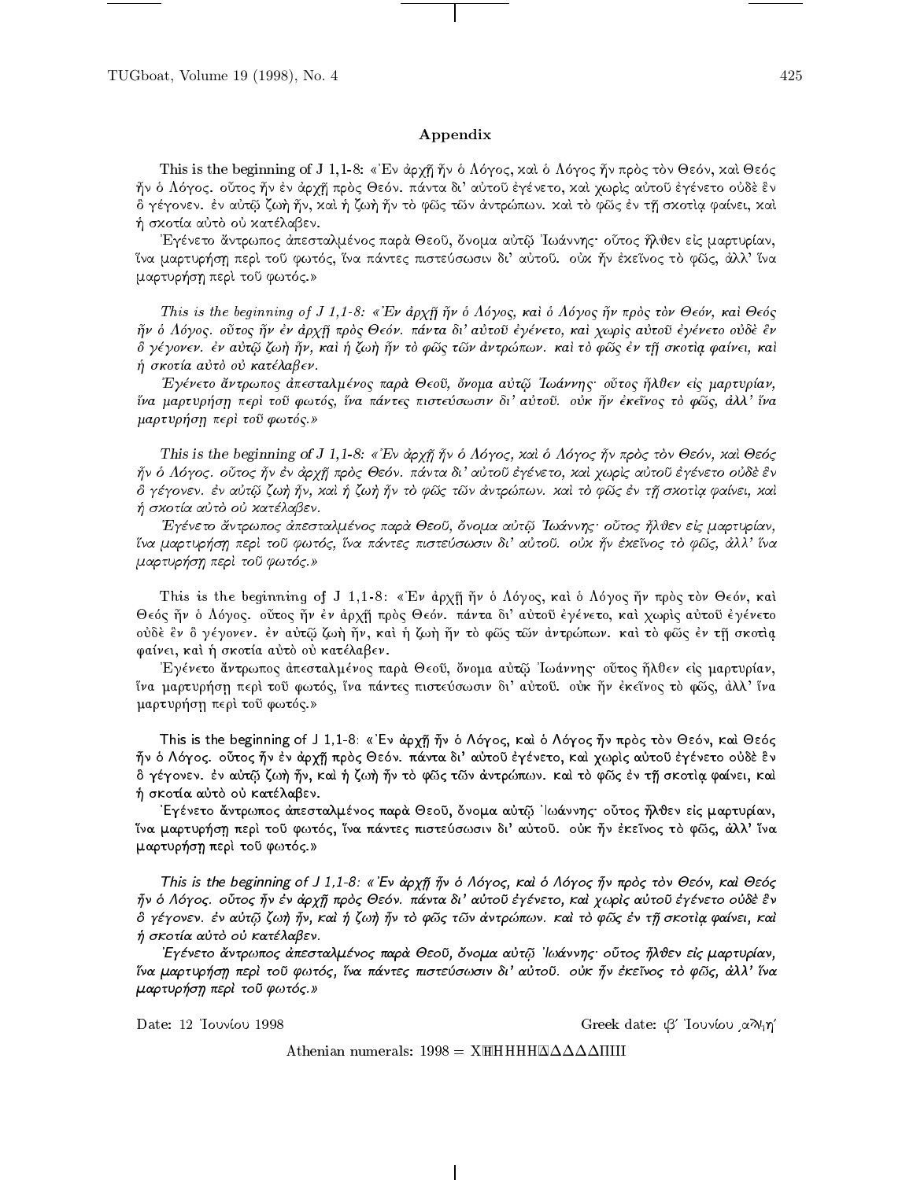## Appendix

This is the beginning of J 1,1-8: «Ἐν ἀρχῇ ἦν ὁ Λόγος, καὶ ὁ Λόγος ἦν πρὸς τὸν Θεόν, καὶ Θεός ἦν ὁ Λόγος. οὗτος ἦν ἐν ἀρχῇ πρὸς Θεόν. πάντα δι' αὐτοῦ ἐγένετο, καὶ χωρὶς αὐτοῦ ἐγένετο οὐδὲ ἓν ὃ γέγονεν. ἐν αὐτῷ ζωὴ ἦν, καὶ ἡ ζωὴ ἦν τὸ φῶς τῶν ἀντρώπων. καὶ τὸ φῶς ἐν τῇ σκοτίᾳ φαίνει, καὶ ἡ σκοτία αὐτὸ οὐ κατέλαβεν.

Ἐγένετο ἄντρωπος ἀπεσταλμένος παρὰ Θεοῦ, ὄνομα αὐτῷ Ἰωάννης· οὗτος ἦλθεν εἰς μαρτυρίαν, ἵνα μαρτυρήσῃ περὶ τοῦ φωτός, ἵνα πάντες πιστεύσωσιν δι' αὐτοῦ. οὐκ ἦν ἐκεῖνος τὸ φῶς, ἀλλ' ἵνα μαρτυρήσῃ περὶ τοῦ φωτός.»

*This is the beginning of J 1,1-8: «Ἐν ἀρχῇ ἦν ὁ Λόγος, καὶ ὁ Λόγος ἦν πρὸς τὸν Θεόν, καὶ Θεός ἦν ὁ Λόγος. οὗτος ἦν ἐν ἀρχῇ πρὸς Θεόν. πάντα δι' αὐτοῦ ἐγένετο, καὶ χωρὶς αὐτοῦ ἐγένετο οὐδὲ ἓν ὃ γέγονεν. ἐν αὐτῷ ζωὴ ἦν, καὶ ἡ ζωὴ ἦν τὸ φῶς τῶν ἀντρώπων. καὶ τὸ φῶς ἐν τῇ σκοτίᾳ φαίνει, καὶ ἡ σκοτία αὐτὸ οὐ κατέλαβεν.*

*Ἐγένετο ἄντρωπος ἀπεσταλμένος παρὰ Θεοῦ, ὄνομα αὐτῷ Ἰωάννης· οὗτος ἦλθεν εἰς μαρτυρίαν, ἵνα μαρτυρήσῃ περὶ τοῦ φωτός, ἵνα πάντες πιστεύσωσιν δι' αὐτοῦ. οὐκ ἦν ἐκεῖνος τὸ φῶς, ἀλλ' ἵνα μαρτυρήσῃ περὶ τοῦ φωτός.»*

*This is the beginning of J 1,1-8: «Ἐν ἀρχῇ ἦν ὁ Λόγος, καὶ ὁ Λόγος ἦν πρὸς τὸν Θεόν, καὶ Θεός ἦν ὁ Λόγος. οὗτος ἦν ἐν ἀρχῇ πρὸς Θεόν. πάντα δι' αὐτοῦ ἐγένετο, καὶ χωρὶς αὐτοῦ ἐγένετο οὐδὲ ἓν ὃ γέγονεν. ἐν αὐτῷ ζωὴ ἦν, καὶ ἡ ζωὴ ἦν τὸ φῶς τῶν ἀντρώπων. καὶ τὸ φῶς ἐν τῇ σκοτίᾳ φαίνει, καὶ ἡ σκοτία αὐτὸ οὐ κατέλαβεν.*

*Ἐγένετο ἄντρωπος ἀπεσταλμένος παρὰ Θεοῦ, ὄνομα αὐτῷ Ἰωάννης· οὗτος ἦλθεν εἰς μαρτυρίαν, ἵνα μαρτυρήσῃ περὶ τοῦ φωτός, ἵνα πάντες πιστεύσωσιν δι' αὐτοῦ. οὐκ ἦν ἐκεῖνος τὸ φῶς, ἀλλ' ἵνα μαρτυρήσῃ περὶ τοῦ φωτός.»*

This is the beginning of J 1,1-8: «Ἐν ἀρχῇ ἦν ὁ Λόγος, καὶ ὁ Λόγος ἦν πρὸς τὸν Θεόν, καὶ Θεός ἦν ὁ Λόγος. οὗτος ἦν ἐν ἀρχῇ πρὸς Θεόν. πάντα δι' αὐτοῦ ἐγένετο, καὶ χωρὶς αὐτοῦ ἐγένετο οὐδὲ ἓν ὃ γέγονεν. ἐν αὐτῷ ζωὴ ἦν, καὶ ἡ ζωὴ ἦν τὸ φῶς τῶν ἀντρώπων. καὶ τὸ φῶς ἐν τῇ σκοτίᾳ φαίνει, καὶ ἡ σκοτία αὐτὸ οὐ κατέλαβεν.

Ἐγένετο ἄντρωπος ἀπεσταλμένος παρὰ Θεοῦ, ὄνομα αὐτῷ Ἰωάννης· οὗτος ἦλθεν εἰς μαρτυρίαν, ἵνα μαρτυρήσῃ περὶ τοῦ φωτός, ἵνα πάντες πιστεύσωσιν δι' αὐτοῦ. οὐκ ἦν ἐκεῖνος τὸ φῶς, ἀλλ' ἵνα μαρτυρήσῃ περὶ τοῦ φωτός.»

This is the beginning of J 1,1-8: «Ἐν ἀρχῇ ἦν ὁ Λόγος, καὶ ὁ Λόγος ἦν πρὸς τὸν Θεόν, καὶ Θεός ἦν ὁ Λόγος. οὗτος ἦν ἐν ἀρχῇ πρὸς Θεόν. πάντα δι' αὐτοῦ ἐγένετο, καὶ χωρὶς αὐτοῦ ἐγένετο οὐδὲ ἓν ὃ γέγονεν. ἐν αὐτῷ ζωὴ ἦν, καὶ ἡ ζωὴ ἦν τὸ φῶς τῶν ἀντρώπων. καὶ τὸ φῶς ἐν τῇ σκοτίᾳ φαίνει, καὶ ἡ σκοτία αὐτὸ οὐ κατέλαβεν.

Ἐγένετο ἄντρωπος ἀπεσταλμένος παρὰ Θεοῦ, ὄνομα αὐτῷ Ἰωάννης· οὗτος ἦλθεν εἰς μαρτυρίαν, ἵνα μαρτυρήσῃ περὶ τοῦ φωτός, ἵνα πάντες πιστεύσωσιν δι' αὐτοῦ. οὐκ ἦν ἐκεῖνος τὸ φῶς, ἀλλ' ἵνα μαρτυρήσῃ περὶ τοῦ φωτός.»

*This is the beginning of J 1,1-8: «Ἐν ἀρχῇ ἦν ὁ Λόγος, καὶ ὁ Λόγος ἦν πρὸς τὸν Θεόν, καὶ Θεός ἦν ὁ Λόγος. οὗτος ἦν ἐν ἀρχῇ πρὸς Θεόν. πάντα δι' αὐτοῦ ἐγένετο, καὶ χωρὶς αὐτοῦ ἐγένετο οὐδὲ ἓν ὃ γέγονεν. ἐν αὐτῷ ζωὴ ἦν, καὶ ἡ ζωὴ ἦν τὸ φῶς τῶν ἀντρώπων. καὶ τὸ φῶς ἐν τῇ σκοτίᾳ φαίνει, καὶ ἡ σκοτία αὐτὸ οὐ κατέλαβεν.*

*Ἐγένετο ἄντρωπος ἀπεσταλμένος παρὰ Θεοῦ, ὄνομα αὐτῷ Ἰωάννης· οὗτος ἦλθεν εἰς μαρτυρίαν, ἵνα μαρτυρήσῃ περὶ τοῦ φωτός, ἵνα πάντες πιστεύσωσιν δι' αὐτοῦ. οὐκ ἦν ἐκεῖνος τὸ φῶς, ἀλλ' ἵνα μαρτυρήσῃ περὶ τοῦ φωτός.»*

Date: 12 Ἰουνίου 1998

Greek date: ιβʹ Ἰουνίου ͵αϡϙηʹ

Athenian numerals: 1998 = XℍHHHHℙΔΔΔΔΠIII